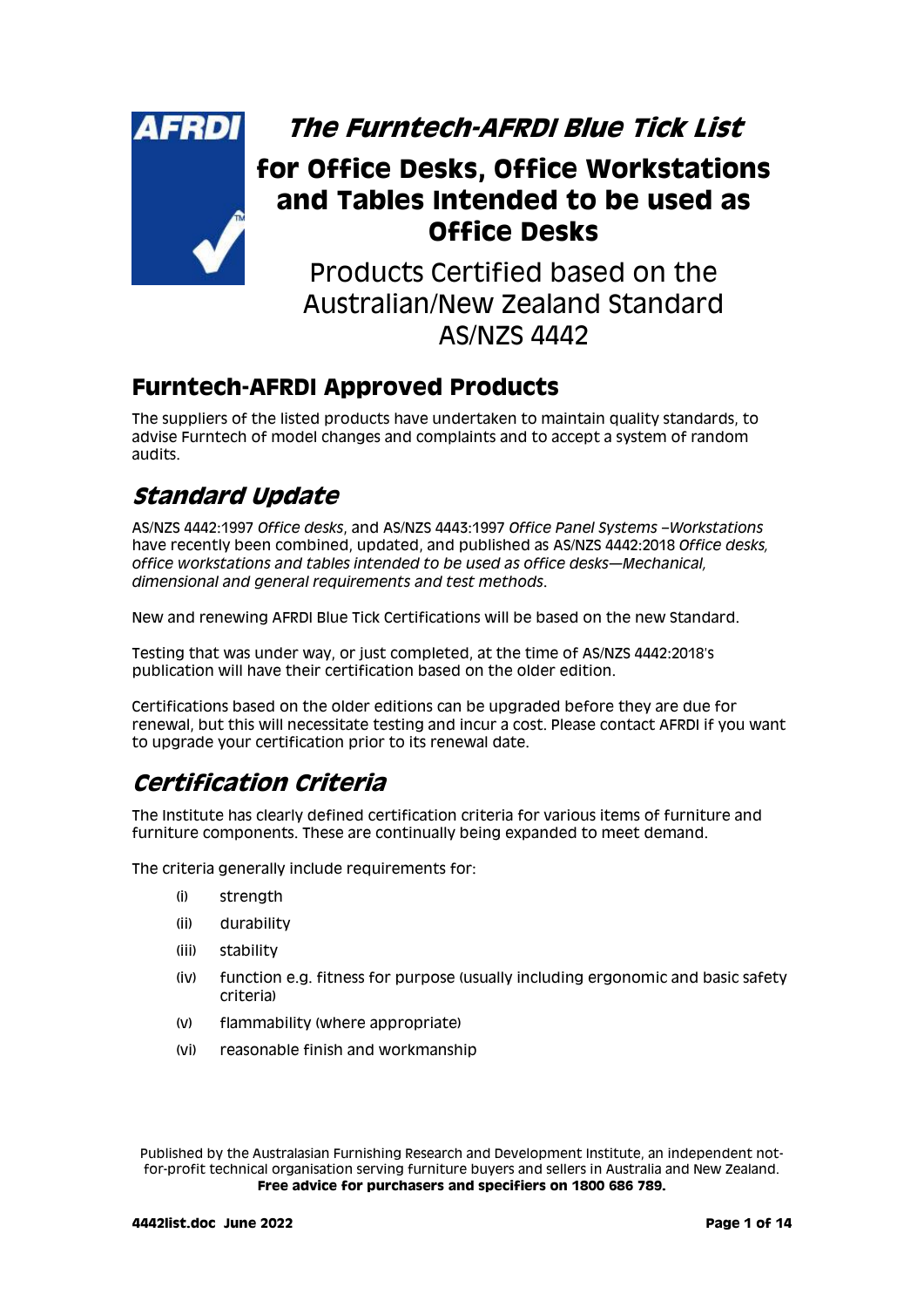# *The Furntech-AFRDI Blue Tick List*

# for Office Desks, Office Workstations and Tables Intended to be used as Office Desks

Products Certified based on the Australian/New Zealand Standard AS/NZS 4442

## Furntech-AFRDI Approved Products

The suppliers of the listed products have undertaken to maintain quality standards, to advise Furntech of model changes and complaints and to accept a system of random audits.

## *Standard Update*

AS/NZS 4442:1997 *Office desks*, and AS/NZS 4443:1997 *Office Panel Systems –Workstations* have recently been combined, updated, and published as AS/NZS 4442:2018 *Office desks, office workstations and tables intended to be used as office desks—Mechanical, dimensional and general requirements and test methods*.

New and renewing AFRDI Blue Tick Certifications will be based on the new Standard.

Testing that was under way, or just completed, at the time of AS/NZS 4442:2018's publication will have their certification based on the older edition.

Certifications based on the older editions can be upgraded before they are due for renewal, but this will necessitate testing and incur a cost. Please contact AFRDI if you want to upgrade your certification prior to its renewal date.

## *Certification Criteria*

The Institute has clearly defined certification criteria for various items of furniture and furniture components. These are continually being expanded to meet demand.

The criteria generally include requirements for:

- (i) strength
- (ii) durability
- (iii) stability
- (iv) function e.g. fitness for purpose (usually including ergonomic and basic safety criteria)
- (v) flammability (where appropriate)
- (vi) reasonable finish and workmanship

Published by the Australasian Furnishing Research and Development Institute, an independent not-for-profit technical organisation serving furniture buyers and sellers in Australia and New Zealand.
**Free advice for purchasers and specifiers on 1800 686 789.**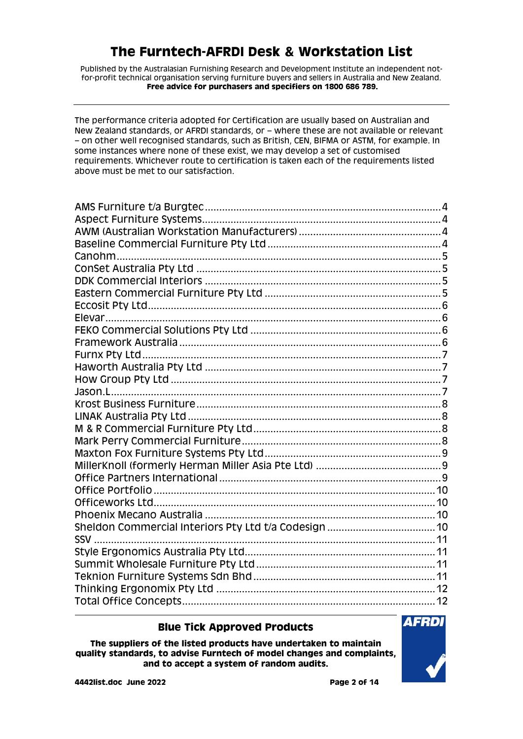# The Furntech-AFRDI Desk & Workstation List

Published by the Australasian Furnishing Research and Development Institute an independent not-for-profit technical organisation serving furniture buyers and sellers in Australia and New Zealand.
**Free advice for purchasers and specifiers on 1800 686 789.**

---

The performance criteria adopted for Certification are usually based on Australian and New Zealand standards, or AFRDI standards, or – where these are not available or relevant – on other well recognised standards, such as British, CEN, BIFMA or ASTM, for example. In some instances where none of these exist, we may develop a set of customised requirements. Whichever route to certification is taken each of the requirements listed above must be met to our satisfaction.

| | |
|---|---|
| AMS Furniture t/a Burgtec | 4 |
| Aspect Furniture Systems | 4 |
| AWM (Australian Workstation Manufacturers) | 4 |
| Baseline Commercial Furniture Pty Ltd | 4 |
| Canohm | 5 |
| ConSet Australia Pty Ltd | 5 |
| DDK Commercial Interiors | 5 |
| Eastern Commercial Furniture Pty Ltd | 5 |
| Eccosit Pty Ltd | 6 |
| Elevar | 6 |
| FEKO Commercial Solutions Pty Ltd | 6 |
| Framework Australia | 6 |
| Furnx Pty Ltd | 7 |
| Haworth Australia Pty Ltd | 7 |
| How Group Pty Ltd | 7 |
| Jason.L | 7 |
| Krost Business Furniture | 8 |
| LINAK Australia Pty Ltd | 8 |
| M & R Commercial Furniture Pty Ltd | 8 |
| Mark Perry Commercial Furniture | 8 |
| Maxton Fox Furniture Systems Pty Ltd | 9 |
| MillerKnoll (formerly Herman Miller Asia Pte Ltd) | 9 |
| Office Partners International | 9 |
| Office Portfolio | 10 |
| Officeworks Ltd | 10 |
| Phoenix Mecano Australia | 10 |
| Sheldon Commercial Interiors Pty Ltd t/a Codesign | 10 |
| SSV | 11 |
| Style Ergonomics Australia Pty Ltd | 11 |
| Summit Wholesale Furniture Pty Ltd | 11 |
| Teknion Furniture Systems Sdn Bhd | 11 |
| Thinking Ergonomix Pty Ltd | 12 |
| Total Office Concepts | 12 |

---

**Blue Tick Approved Products**

**The suppliers of the listed products have undertaken to maintain quality standards, to advise Furntech of model changes and complaints, and to accept a system of random audits.**

**4442list.doc June 2022**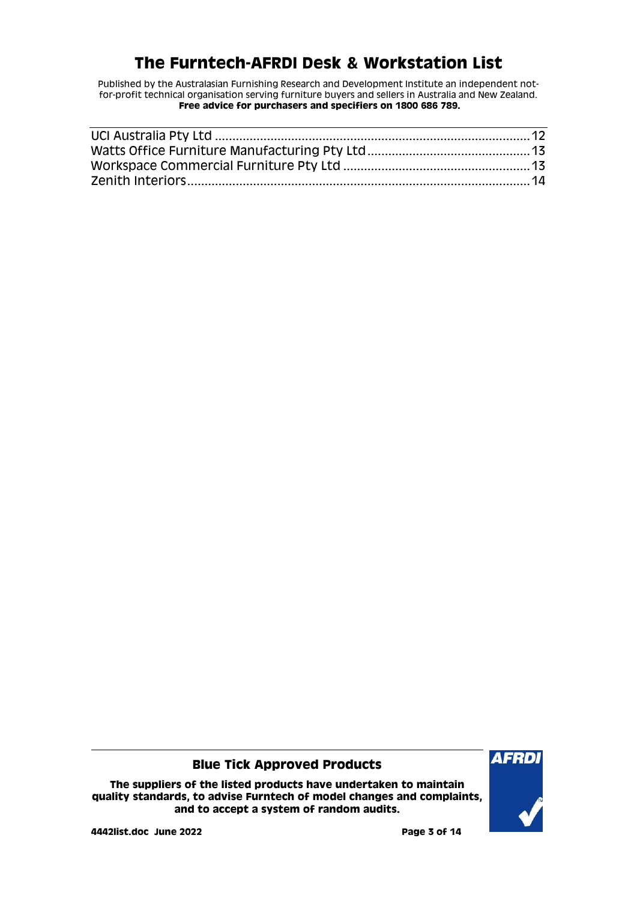| | |
|---|---|
| UCI Australia Pty Ltd | 12 |
| Watts Office Furniture Manufacturing Pty Ltd | 13 |
| Workspace Commercial Furniture Pty Ltd | 13 |
| Zenith Interiors | 14 |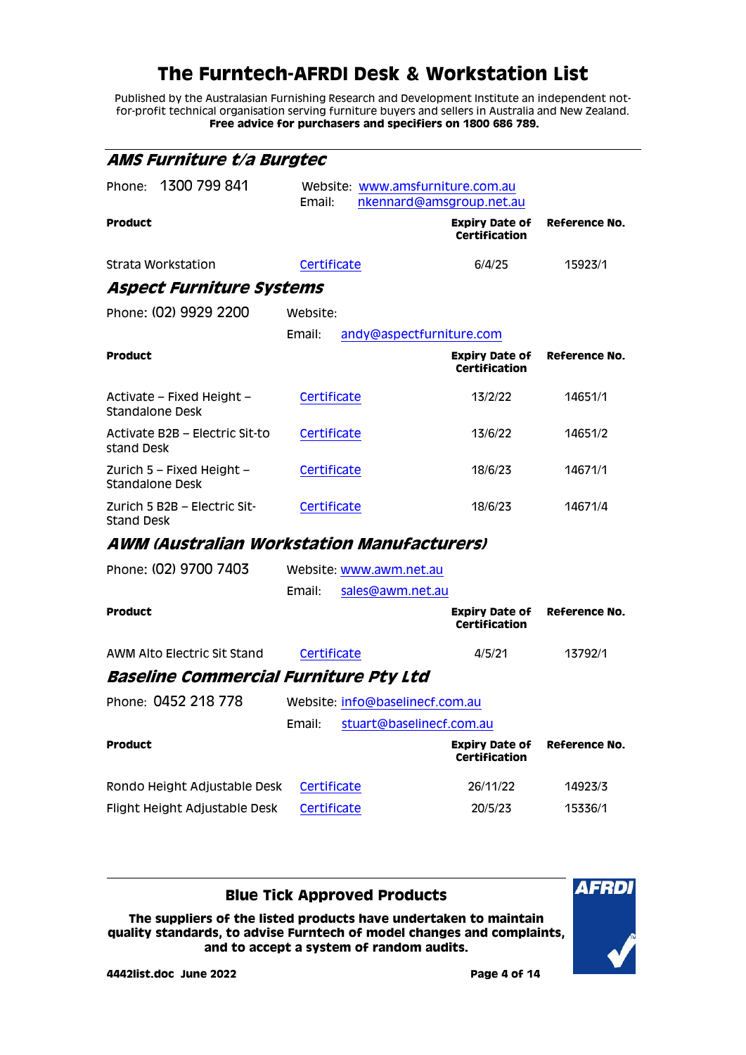// The Furntech-AFRDI Desk & Workstation List

Published by the Australasian Furnishing Research and Development Institute an independent not-for-profit technical organisation serving furniture buyers and sellers in Australia and New Zealand.
**Free advice for purchasers and specifiers on 1800 686 789.**

## *AMS Furniture t/a Burgtec*

Phone: 1300 799 841 | Website: www.amsfurniture.com.au | Email: nkennard@amsgroup.net.au

| Product | | Expiry Date of Certification | Reference No. |
|---|---|---|---|
| Strata Workstation | Certificate | 6/4/25 | 15923/1 |

## *Aspect Furniture Systems*

Phone: (02) 9929 2200 | Website: | Email: andy@aspectfurniture.com

| Product | | Expiry Date of Certification | Reference No. |
|---|---|---|---|
| Activate – Fixed Height – Standalone Desk | Certificate | 13/2/22 | 14651/1 |
| Activate B2B – Electric Sit-to stand Desk | Certificate | 13/6/22 | 14651/2 |
| Zurich 5 – Fixed Height – Standalone Desk | Certificate | 18/6/23 | 14671/1 |
| Zurich 5 B2B – Electric Sit-Stand Desk | Certificate | 18/6/23 | 14671/4 |

## *AWM (Australian Workstation Manufacturers)*

Phone: (02) 9700 7403 | Website: www.awm.net.au | Email: sales@awm.net.au

| Product | | Expiry Date of Certification | Reference No. |
|---|---|---|---|
| AWM Alto Electric Sit Stand | Certificate | 4/5/21 | 13792/1 |

## *Baseline Commercial Furniture Pty Ltd*

Phone: 0452 218 778 | Website: info@baselinecf.com.au | Email: stuart@baselinecf.com.au

| Product | | Expiry Date of Certification | Reference No. |
|---|---|---|---|
| Rondo Height Adjustable Desk | Certificate | 26/11/22 | 14923/3 |
| Flight Height Adjustable Desk | Certificate | 20/5/23 | 15336/1 |

**Blue Tick Approved Products**

**The suppliers of the listed products have undertaken to maintain quality standards, to advise Furntech of model changes and complaints, and to accept a system of random audits.**

**4442list.doc June 2022**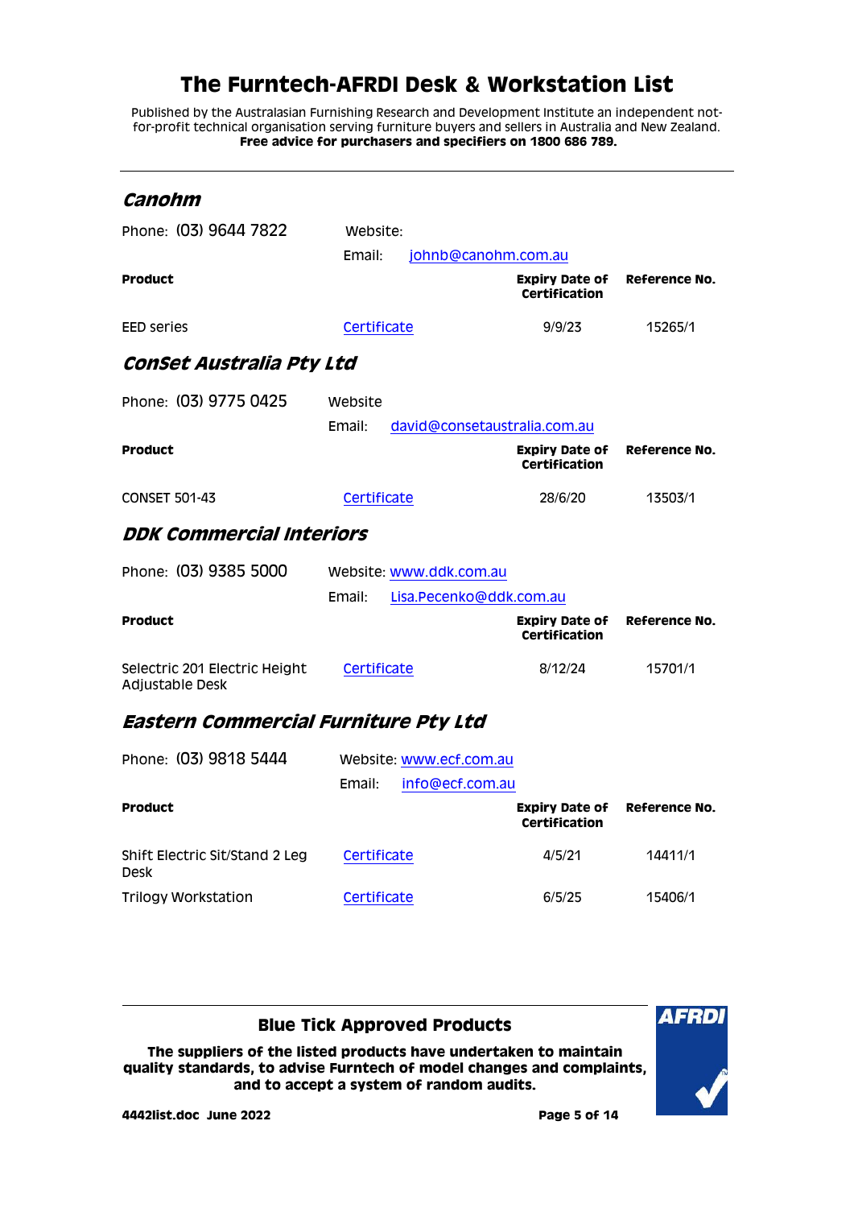# The Furntech-AFRDI Desk & Workstation List

Published by the Australasian Furnishing Research and Development Institute an independent not-for-profit technical organisation serving furniture buyers and sellers in Australia and New Zealand.
**Free advice for purchasers and specifiers on 1800 686 789.**

---

## *Canohm*

Phone: (03) 9644 7822 Website:
Email: johnb@canohm.com.au

| Product | | Expiry Date of Certification | Reference No. |
|---|---|---|---|
| EED series | Certificate | 9/9/23 | 15265/1 |

## *ConSet Australia Pty Ltd*

Phone: (03) 9775 0425 Website
Email: david@consetaustralia.com.au

| Product | | Expiry Date of Certification | Reference No. |
|---|---|---|---|
| CONSET 501-43 | Certificate | 28/6/20 | 13503/1 |

## *DDK Commercial Interiors*

Phone: (03) 9385 5000 Website: www.ddk.com.au
Email: Lisa.Pecenko@ddk.com.au

| Product | | Expiry Date of Certification | Reference No. |
|---|---|---|---|
| Selectric 201 Electric Height Adjustable Desk | Certificate | 8/12/24 | 15701/1 |

## *Eastern Commercial Furniture Pty Ltd*

Phone: (03) 9818 5444 Website: www.ecf.com.au
Email: info@ecf.com.au

| Product | | Expiry Date of Certification | Reference No. |
|---|---|---|---|
| Shift Electric Sit/Stand 2 Leg Desk | Certificate | 4/5/21 | 14411/1 |
| Trilogy Workstation | Certificate | 6/5/25 | 15406/1 |

---

**Blue Tick Approved Products**

**The suppliers of the listed products have undertaken to maintain quality standards, to advise Furntech of model changes and complaints, and to accept a system of random audits.**

**4442list.doc June 2022**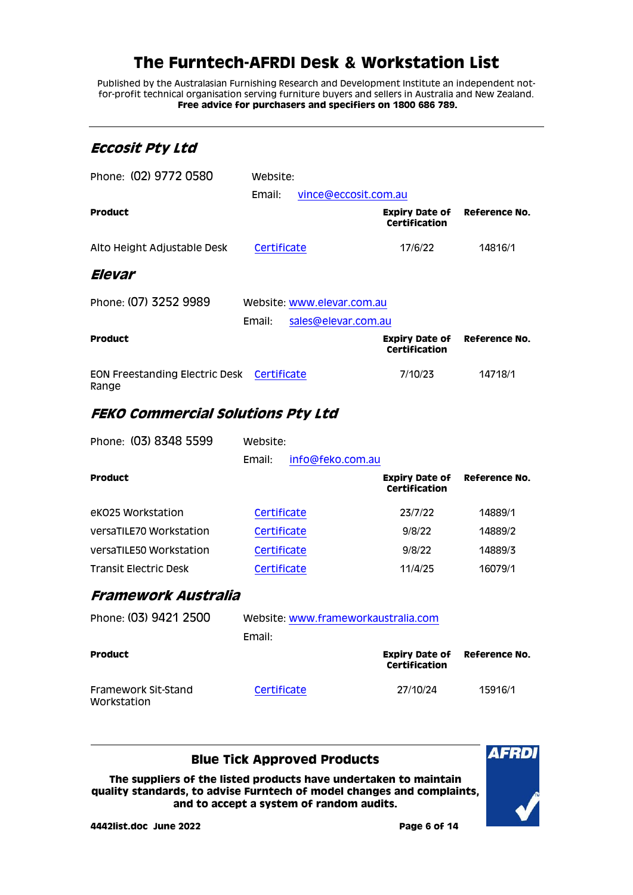# The Furntech-AFRDI Desk & Workstation List

Published by the Australasian Furnishing Research and Development Institute an independent not-for-profit technical organisation serving furniture buyers and sellers in Australia and New Zealand.
**Free advice for purchasers and specifiers on 1800 686 789.**

---

## *Eccosit Pty Ltd*

Phone: (02) 9772 0580

Website:

Email: vince@eccosit.com.au

| **Product** | | **Expiry Date of Certification** | **Reference No.** |
|---|---|---|---|
| Alto Height Adjustable Desk | Certificate | 17/6/22 | 14816/1 |

## *Elevar*

Phone: (07) 3252 9989

Website: www.elevar.com.au

Email: sales@elevar.com.au

| **Product** | | **Expiry Date of Certification** | **Reference No.** |
|---|---|---|---|
| EON Freestanding Electric Desk Range | Certificate | 7/10/23 | 14718/1 |

## *FEKO Commercial Solutions Pty Ltd*

Phone: (03) 8348 5599

Website:

Email: info@feko.com.au

| **Product** | | **Expiry Date of Certification** | **Reference No.** |
|---|---|---|---|
| eKO25 Workstation | Certificate | 23/7/22 | 14889/1 |
| versaTILE70 Workstation | Certificate | 9/8/22 | 14889/2 |
| versaTILE50 Workstation | Certificate | 9/8/22 | 14889/3 |
| Transit Electric Desk | Certificate | 11/4/25 | 16079/1 |

## *Framework Australia*

Phone: (03) 9421 2500

Website: www.frameworkaustralia.com

Email:

| **Product** | | **Expiry Date of Certification** | **Reference No.** |
|---|---|---|---|
| Framework Sit-Stand Workstation | Certificate | 27/10/24 | 15916/1 |

---

**Blue Tick Approved Products**

**The suppliers of the listed products have undertaken to maintain quality standards, to advise Furntech of model changes and complaints, and to accept a system of random audits.**

**4442list.doc June 2022**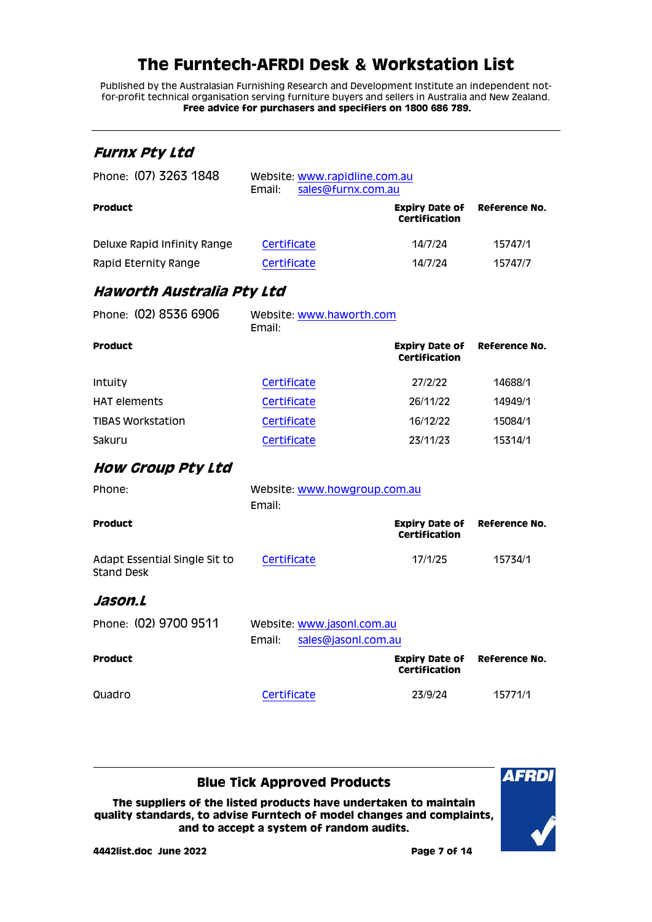# The Furntech-AFRDI Desk & Workstation List

Published by the Australasian Furnishing Research and Development Institute an independent not-for-profit technical organisation serving furniture buyers and sellers in Australia and New Zealand.
**Free advice for purchasers and specifiers on 1800 686 789.**

---

## *Furnx Pty Ltd*

Phone: (07) 3263 1848

Website: www.rapidline.com.au
Email: sales@furnx.com.au

| Product | | Expiry Date of Certification | Reference No. |
|---|---|---|---|
| Deluxe Rapid Infinity Range | Certificate | 14/7/24 | 15747/1 |
| Rapid Eternity Range | Certificate | 14/7/24 | 15747/7 |

## *Haworth Australia Pty Ltd*

Phone: (02) 8536 6906

Website: www.haworth.com
Email:

| Product | | Expiry Date of Certification | Reference No. |
|---|---|---|---|
| Intuity | Certificate | 27/2/22 | 14688/1 |
| HAT elements | Certificate | 26/11/22 | 14949/1 |
| TIBAS Workstation | Certificate | 16/12/22 | 15084/1 |
| Sakuru | Certificate | 23/11/23 | 15314/1 |

## *How Group Pty Ltd*

Phone:

Website: www.howgroup.com.au
Email:

| Product | | Expiry Date of Certification | Reference No. |
|---|---|---|---|
| Adapt Essential Single Sit to Stand Desk | Certificate | 17/1/25 | 15734/1 |

## *Jason.L*

Phone: (02) 9700 9511

Website: www.jasonl.com.au
Email: sales@jasonl.com.au

| Product | | Expiry Date of Certification | Reference No. |
|---|---|---|---|
| Quadro | Certificate | 23/9/24 | 15771/1 |

---

**Blue Tick Approved Products**

**The suppliers of the listed products have undertaken to maintain quality standards, to advise Furntech of model changes and complaints, and to accept a system of random audits.**

**4442list.doc June 2022**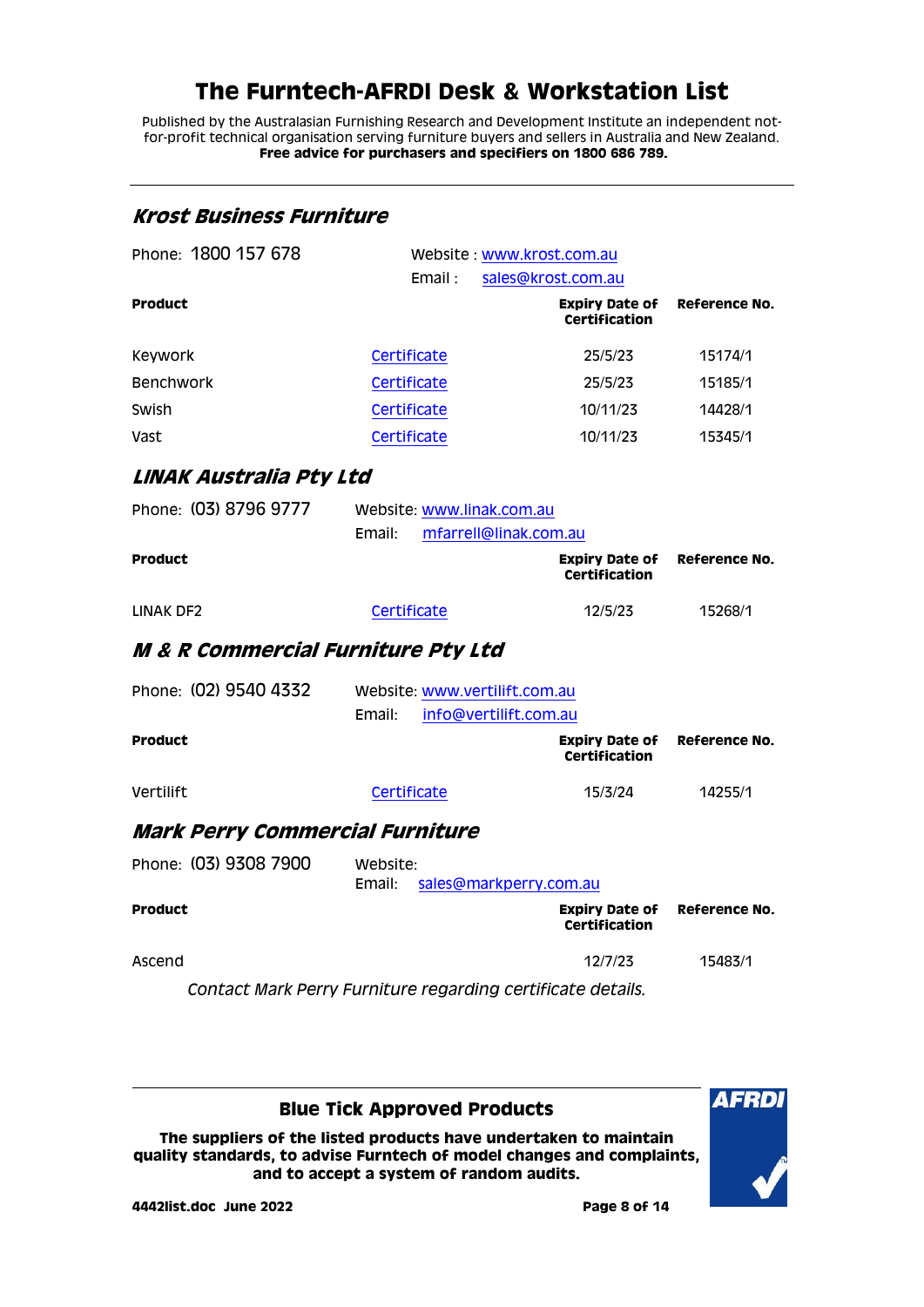# The Furntech-AFRDI Desk & Workstation List

Published by the Australasian Furnishing Research and Development Institute an independent not-for-profit technical organisation serving furniture buyers and sellers in Australia and New Zealand.
**Free advice for purchasers and specifiers on 1800 686 789.**

---

## *Krost Business Furniture*

Phone: 1800 157 678 — Website : www.krost.com.au — Email : sales@krost.com.au

| Product | | Expiry Date of Certification | Reference No. |
|---|---|---|---|
| Keywork | Certificate | 25/5/23 | 15174/1 |
| Benchwork | Certificate | 25/5/23 | 15185/1 |
| Swish | Certificate | 10/11/23 | 14428/1 |
| Vast | Certificate | 10/11/23 | 15345/1 |

## *LINAK Australia Pty Ltd*

Phone: (03) 8796 9777 — Website: www.linak.com.au — Email: mfarrell@linak.com.au

| Product | | Expiry Date of Certification | Reference No. |
|---|---|---|---|
| LINAK DF2 | Certificate | 12/5/23 | 15268/1 |

## *M & R Commercial Furniture Pty Ltd*

Phone: (02) 9540 4332 — Website: www.vertilift.com.au — Email: info@vertilift.com.au

| Product | | Expiry Date of Certification | Reference No. |
|---|---|---|---|
| Vertilift | Certificate | 15/3/24 | 14255/1 |

## *Mark Perry Commercial Furniture*

Phone: (03) 9308 7900 — Website: — Email: sales@markperry.com.au

| Product | | Expiry Date of Certification | Reference No. |
|---|---|---|---|
| Ascend | | 12/7/23 | 15483/1 |

*Contact Mark Perry Furniture regarding certificate details.*

---

**Blue Tick Approved Products**

**The suppliers of the listed products have undertaken to maintain quality standards, to advise Furntech of model changes and complaints, and to accept a system of random audits.**

**4442list.doc June 2022**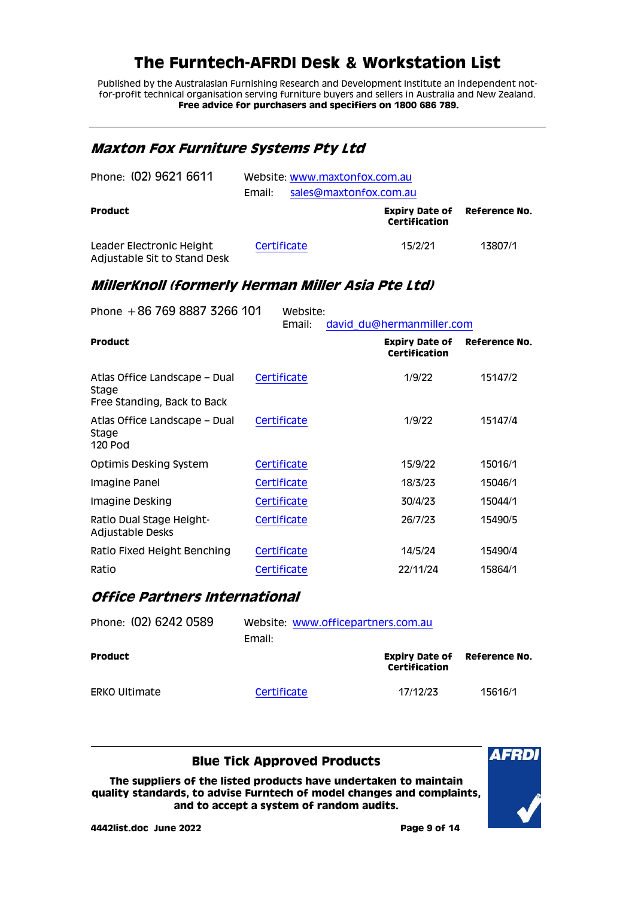# The Furntech-AFRDI Desk & Workstation List

Published by the Australasian Furnishing Research and Development Institute an independent not-for-profit technical organisation serving furniture buyers and sellers in Australia and New Zealand.
**Free advice for purchasers and specifiers on 1800 686 789.**

---

## *Maxton Fox Furniture Systems Pty Ltd*

Phone: (02) 9621 6611
Website: www.maxtonfox.com.au
Email: sales@maxtonfox.com.au

| Product | | Expiry Date of Certification | Reference No. |
|---|---|---|---|
| Leader Electronic Height Adjustable Sit to Stand Desk | Certificate | 15/2/21 | 13807/1 |

## *MillerKnoll (formerly Herman Miller Asia Pte Ltd)*

Phone +86 769 8887 3266 101
Website:
Email: david_du@hermanmiller.com

| Product | | Expiry Date of Certification | Reference No. |
|---|---|---|---|
| Atlas Office Landscape – Dual Stage Free Standing, Back to Back | Certificate | 1/9/22 | 15147/2 |
| Atlas Office Landscape – Dual Stage 120 Pod | Certificate | 1/9/22 | 15147/4 |
| Optimis Desking System | Certificate | 15/9/22 | 15016/1 |
| Imagine Panel | Certificate | 18/3/23 | 15046/1 |
| Imagine Desking | Certificate | 30/4/23 | 15044/1 |
| Ratio Dual Stage Height-Adjustable Desks | Certificate | 26/7/23 | 15490/5 |
| Ratio Fixed Height Benching | Certificate | 14/5/24 | 15490/4 |
| Ratio | Certificate | 22/11/24 | 15864/1 |

## *Office Partners International*

Phone: (02) 6242 0589
Website: www.officepartners.com.au
Email:

| Product | | Expiry Date of Certification | Reference No. |
|---|---|---|---|
| ERKO Ultimate | Certificate | 17/12/23 | 15616/1 |

---

**Blue Tick Approved Products**

**The suppliers of the listed products have undertaken to maintain quality standards, to advise Furntech of model changes and complaints, and to accept a system of random audits.**

**4442list.doc June 2022**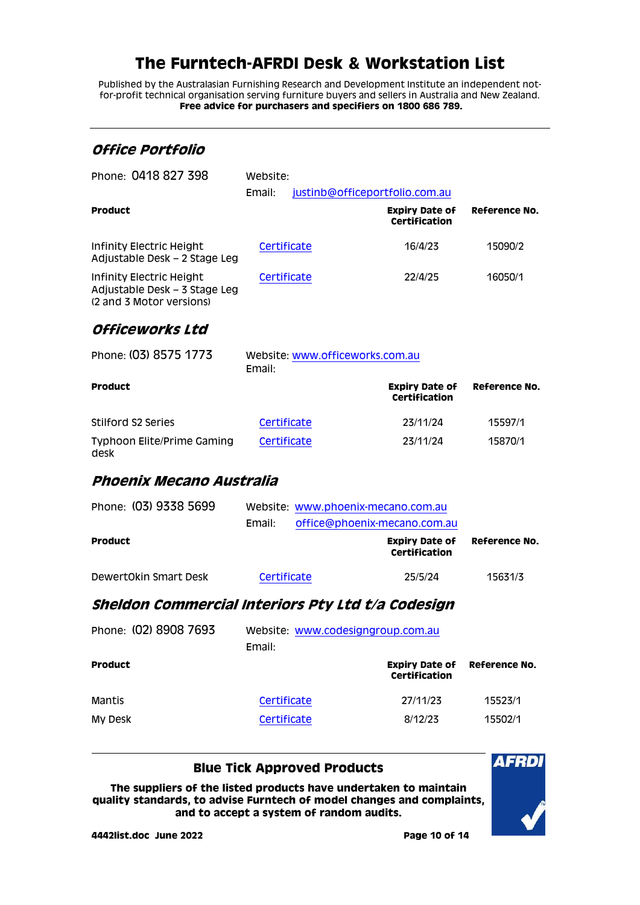# The Furntech-AFRDI Desk & Workstation List

Published by the Australasian Furnishing Research and Development Institute an independent not-for-profit technical organisation serving furniture buyers and sellers in Australia and New Zealand.
**Free advice for purchasers and specifiers on 1800 686 789.**

---

## *Office Portfolio*

Phone: 0418 827 398

Website:
Email: justinb@officeportfolio.com.au

| Product | | Expiry Date of Certification | Reference No. |
|---|---|---|---|
| Infinity Electric Height Adjustable Desk – 2 Stage Leg | Certificate | 16/4/23 | 15090/2 |
| Infinity Electric Height Adjustable Desk – 3 Stage Leg (2 and 3 Motor versions) | Certificate | 22/4/25 | 16050/1 |

## *Officeworks Ltd*

Phone: (03) 8575 1773

Website: www.officeworks.com.au
Email:

| Product | | Expiry Date of Certification | Reference No. |
|---|---|---|---|
| Stilford S2 Series | Certificate | 23/11/24 | 15597/1 |
| Typhoon Elite/Prime Gaming desk | Certificate | 23/11/24 | 15870/1 |

## *Phoenix Mecano Australia*

Phone: (03) 9338 5699

Website: www.phoenix-mecano.com.au
Email: office@phoenix-mecano.com.au

| Product | | Expiry Date of Certification | Reference No. |
|---|---|---|---|
| DewertOkin Smart Desk | Certificate | 25/5/24 | 15631/3 |

## *Sheldon Commercial Interiors Pty Ltd t/a Codesign*

Phone: (02) 8908 7693

Website: www.codesigngroup.com.au
Email:

| Product | | Expiry Date of Certification | Reference No. |
|---|---|---|---|
| Mantis | Certificate | 27/11/23 | 15523/1 |
| My Desk | Certificate | 8/12/23 | 15502/1 |

---

**Blue Tick Approved Products**

**The suppliers of the listed products have undertaken to maintain quality standards, to advise Furntech of model changes and complaints, and to accept a system of random audits.**

**4442list.doc June 2022**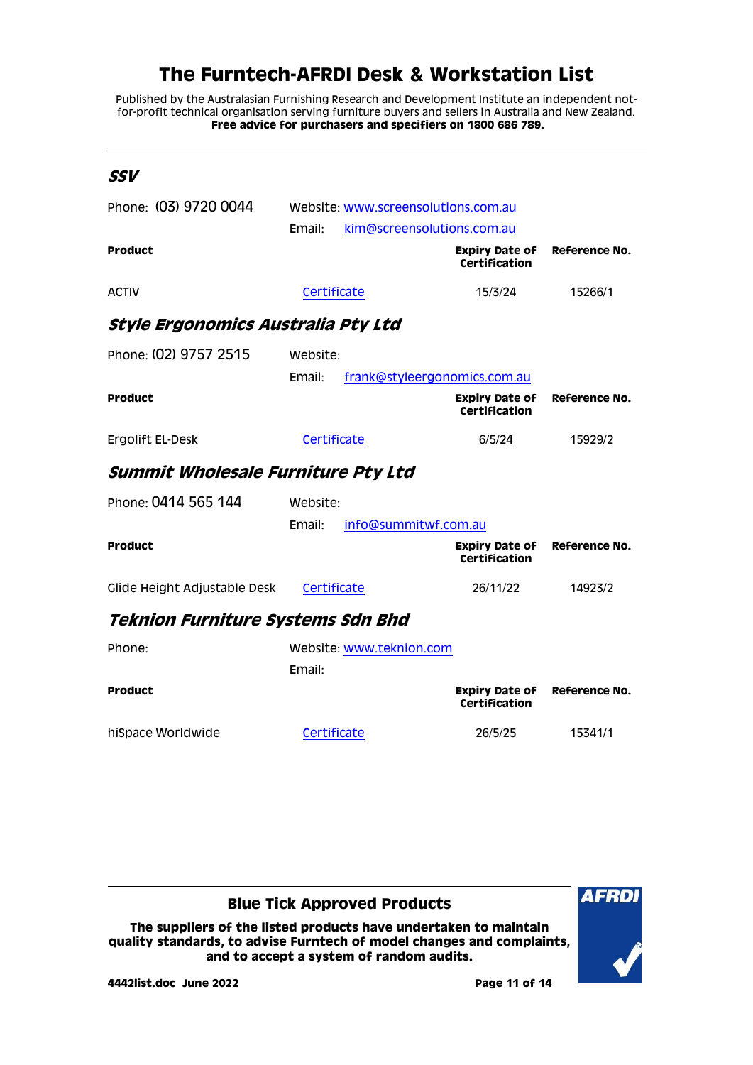# The Furntech-AFRDI Desk & Workstation List

Published by the Australasian Furnishing Research and Development Institute an independent not-for-profit technical organisation serving furniture buyers and sellers in Australia and New Zealand.
**Free advice for purchasers and specifiers on 1800 686 789.**

---

## *SSV*

Phone: (03) 9720 0044

Website: www.screensolutions.com.au

Email: kim@screensolutions.com.au

| **Product** | | **Expiry Date of Certification** | **Reference No.** |
|---|---|---|---|
| ACTIV | Certificate | 15/3/24 | 15266/1 |

## *Style Ergonomics Australia Pty Ltd*

Phone: (02) 9757 2515

Website:

Email: frank@styleergonomics.com.au

| **Product** | | **Expiry Date of Certification** | **Reference No.** |
|---|---|---|---|
| Ergolift EL-Desk | Certificate | 6/5/24 | 15929/2 |

## *Summit Wholesale Furniture Pty Ltd*

Phone: 0414 565 144

Website:

Email: info@summitwf.com.au

| **Product** | | **Expiry Date of Certification** | **Reference No.** |
|---|---|---|---|
| Glide Height Adjustable Desk | Certificate | 26/11/22 | 14923/2 |

## *Teknion Furniture Systems Sdn Bhd*

Phone:

Website: www.teknion.com

Email:

| **Product** | | **Expiry Date of Certification** | **Reference No.** |
|---|---|---|---|
| hiSpace Worldwide | Certificate | 26/5/25 | 15341/1 |

---

**Blue Tick Approved Products**

**The suppliers of the listed products have undertaken to maintain quality standards, to advise Furntech of model changes and complaints, and to accept a system of random audits.**

**4442list.doc June 2022**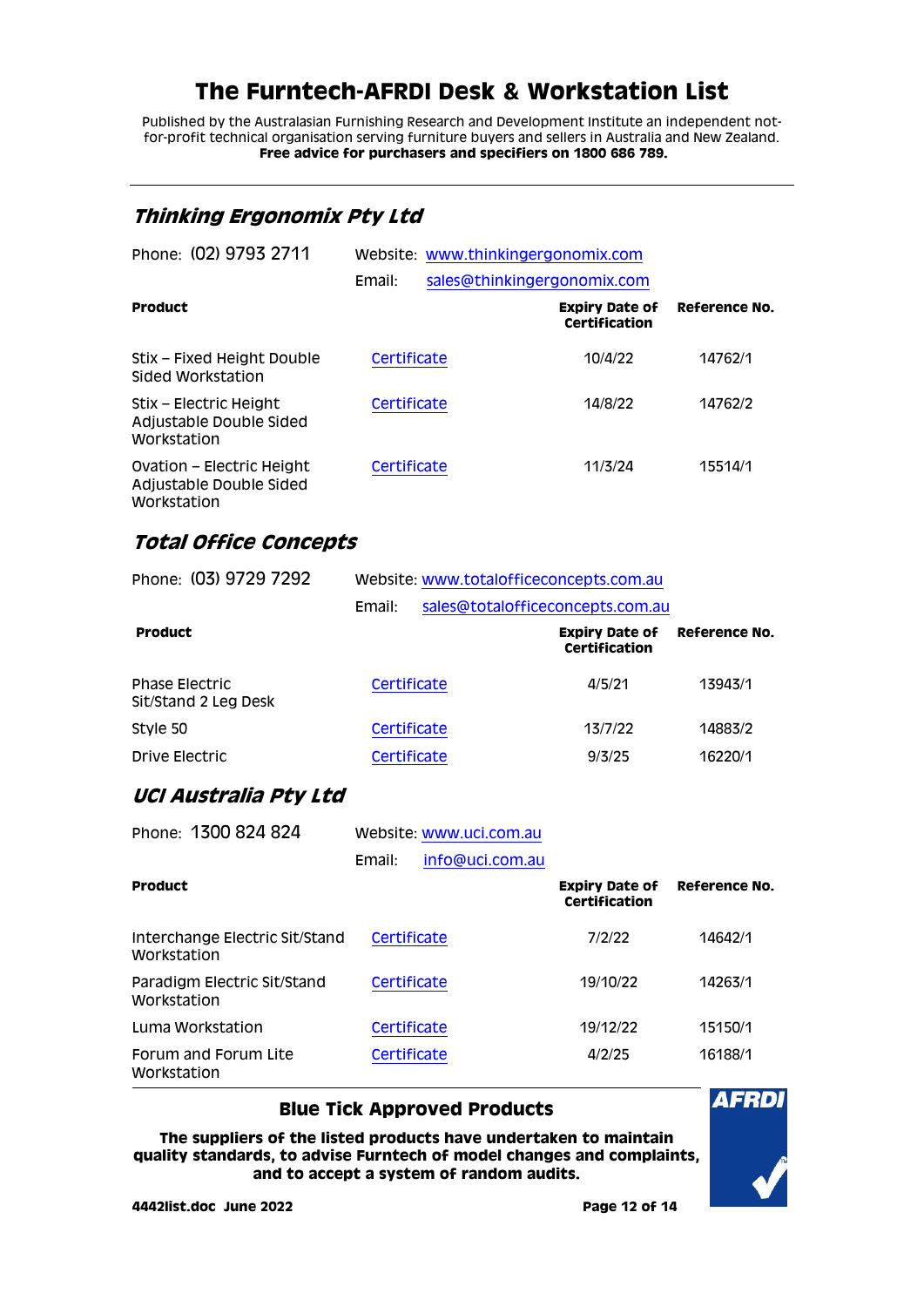# The Furntech-AFRDI Desk & Workstation List

Published by the Australasian Furnishing Research and Development Institute an independent not-for-profit technical organisation serving furniture buyers and sellers in Australia and New Zealand.
**Free advice for purchasers and specifiers on 1800 686 789.**

---

## *Thinking Ergonomix Pty Ltd*

Phone: (02) 9793 2711

Website: www.thinkingergonomix.com

Email: sales@thinkingergonomix.com

| Product | | Expiry Date of Certification | Reference No. |
|---|---|---|---|
| Stix – Fixed Height Double Sided Workstation | Certificate | 10/4/22 | 14762/1 |
| Stix – Electric Height Adjustable Double Sided Workstation | Certificate | 14/8/22 | 14762/2 |
| Ovation – Electric Height Adjustable Double Sided Workstation | Certificate | 11/3/24 | 15514/1 |

## *Total Office Concepts*

Phone: (03) 9729 7292

Website: www.totalofficeconcepts.com.au

Email: sales@totalofficeconcepts.com.au

| Product | | Expiry Date of Certification | Reference No. |
|---|---|---|---|
| Phase Electric Sit/Stand 2 Leg Desk | Certificate | 4/5/21 | 13943/1 |
| Style 50 | Certificate | 13/7/22 | 14883/2 |
| Drive Electric | Certificate | 9/3/25 | 16220/1 |

## *UCI Australia Pty Ltd*

Phone: 1300 824 824

Website: www.uci.com.au

Email: info@uci.com.au

| Product | | Expiry Date of Certification | Reference No. |
|---|---|---|---|
| Interchange Electric Sit/Stand Workstation | Certificate | 7/2/22 | 14642/1 |
| Paradigm Electric Sit/Stand Workstation | Certificate | 19/10/22 | 14263/1 |
| Luma Workstation | Certificate | 19/12/22 | 15150/1 |
| Forum and Forum Lite Workstation | Certificate | 4/2/25 | 16188/1 |

---

**Blue Tick Approved Products**

**The suppliers of the listed products have undertaken to maintain quality standards, to advise Furntech of model changes and complaints, and to accept a system of random audits.**

**4442list.doc June 2022**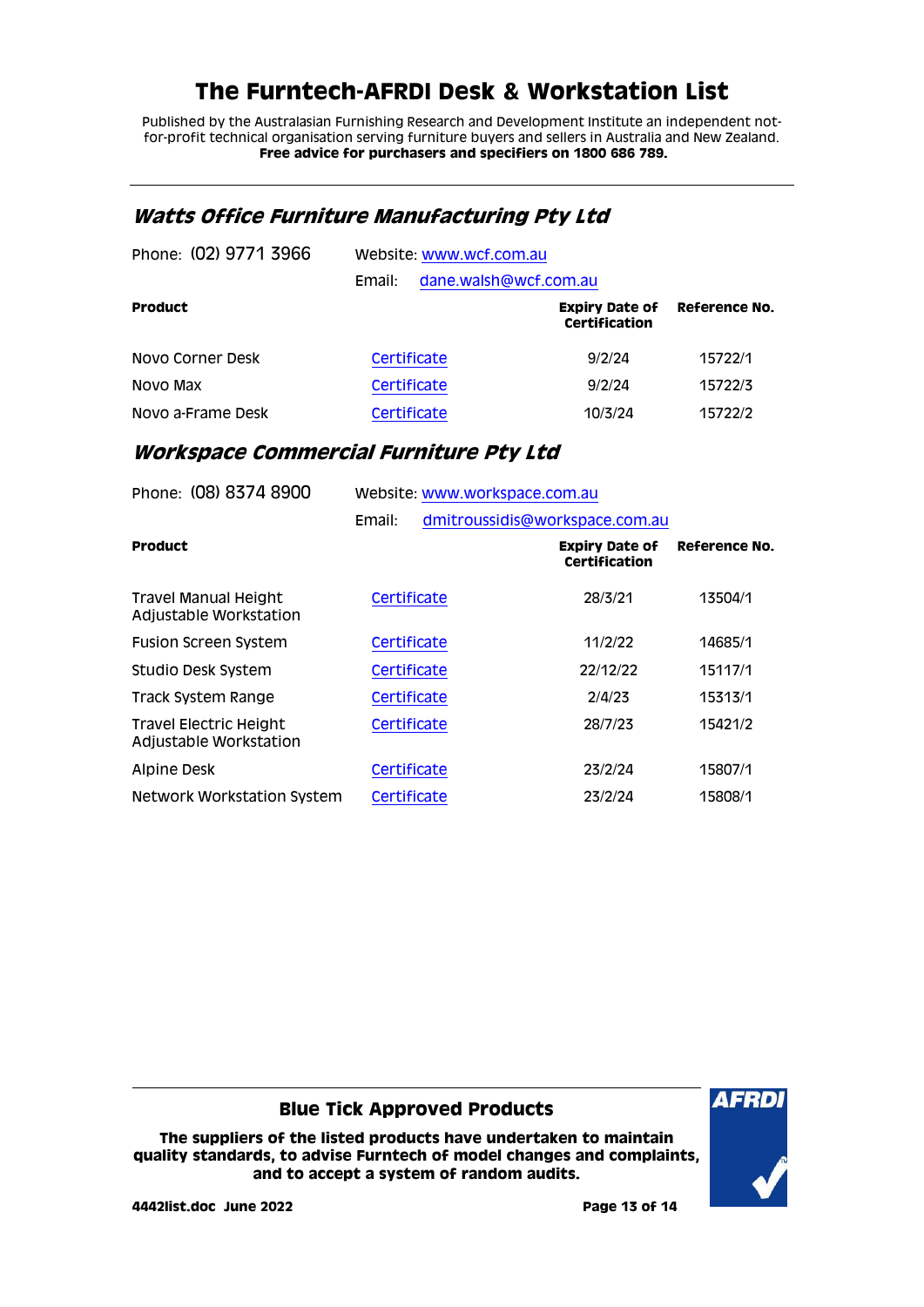# The Furntech-AFRDI Desk & Workstation List

Published by the Australasian Furnishing Research and Development Institute an independent not-for-profit technical organisation serving furniture buyers and sellers in Australia and New Zealand.
**Free advice for purchasers and specifiers on 1800 686 789.**

---

## *Watts Office Furniture Manufacturing Pty Ltd*

Phone: (02) 9771 3966 Website: www.wcf.com.au
Email: dane.walsh@wcf.com.au

| Product | | Expiry Date of Certification | Reference No. |
|---|---|---|---|
| Novo Corner Desk | Certificate | 9/2/24 | 15722/1 |
| Novo Max | Certificate | 9/2/24 | 15722/3 |
| Novo a-Frame Desk | Certificate | 10/3/24 | 15722/2 |

## *Workspace Commercial Furniture Pty Ltd*

Phone: (08) 8374 8900 Website: www.workspace.com.au
Email: dmitroussidis@workspace.com.au

| Product | | Expiry Date of Certification | Reference No. |
|---|---|---|---|
| Travel Manual Height Adjustable Workstation | Certificate | 28/3/21 | 13504/1 |
| Fusion Screen System | Certificate | 11/2/22 | 14685/1 |
| Studio Desk System | Certificate | 22/12/22 | 15117/1 |
| Track System Range | Certificate | 2/4/23 | 15313/1 |
| Travel Electric Height Adjustable Workstation | Certificate | 28/7/23 | 15421/2 |
| Alpine Desk | Certificate | 23/2/24 | 15807/1 |
| Network Workstation System | Certificate | 23/2/24 | 15808/1 |

---

**Blue Tick Approved Products**

**The suppliers of the listed products have undertaken to maintain quality standards, to advise Furntech of model changes and complaints, and to accept a system of random audits.**

**4442list.doc June 2022**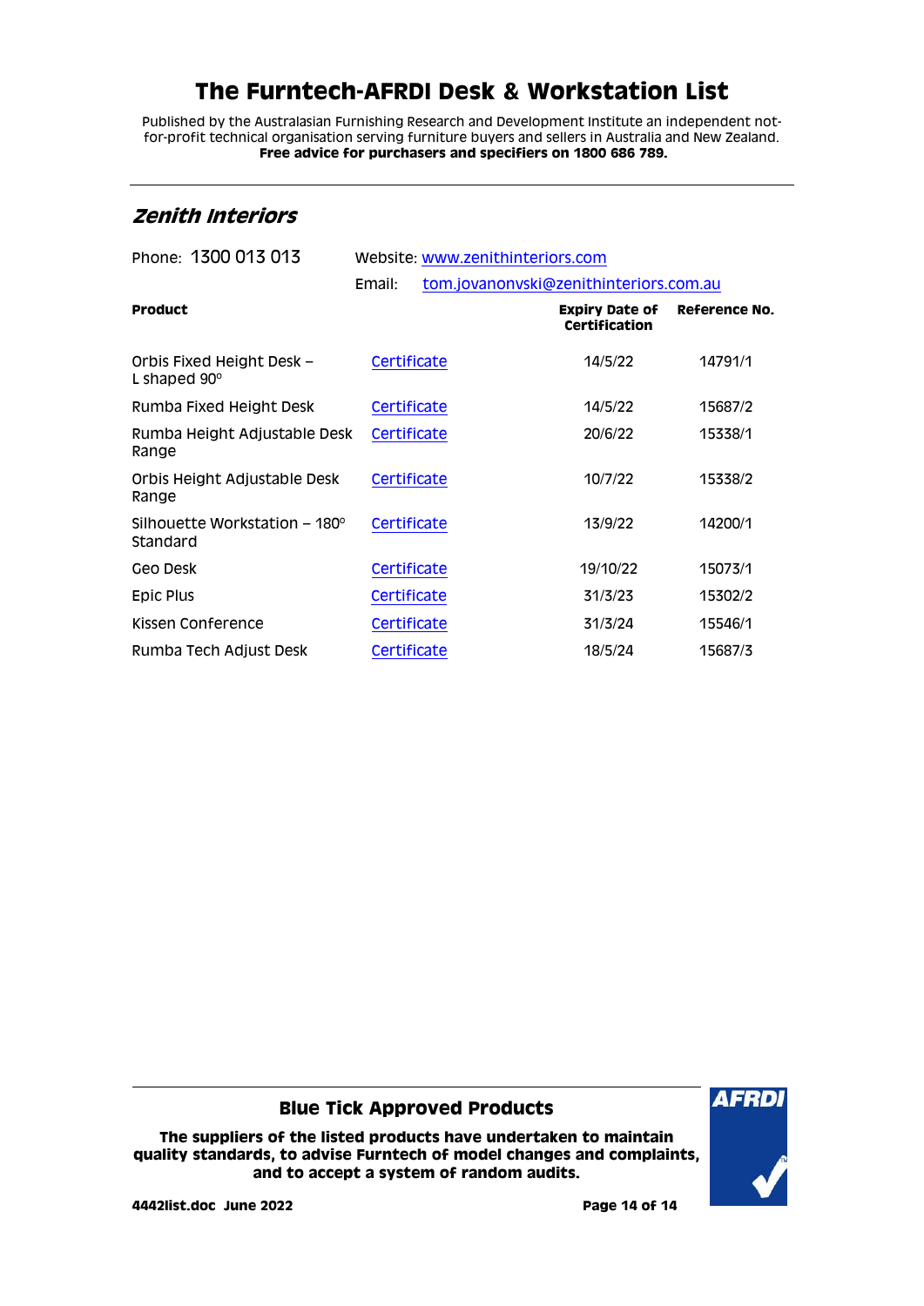# The Furntech-AFRDI Desk & Workstation List

Published by the Australasian Furnishing Research and Development Institute an independent not-for-profit technical organisation serving furniture buyers and sellers in Australia and New Zealand.
**Free advice for purchasers and specifiers on 1800 686 789.**

---

## *Zenith Interiors*

Phone: 1300 013 013 Website: www.zenithinteriors.com
Email: tom.jovanonvski@zenithinteriors.com.au

| Product | | Expiry Date of Certification | Reference No. |
|---|---|---|---|
| Orbis Fixed Height Desk – L shaped 90º | Certificate | 14/5/22 | 14791/1 |
| Rumba Fixed Height Desk | Certificate | 14/5/22 | 15687/2 |
| Rumba Height Adjustable Desk Range | Certificate | 20/6/22 | 15338/1 |
| Orbis Height Adjustable Desk Range | Certificate | 10/7/22 | 15338/2 |
| Silhouette Workstation – 180º Standard | Certificate | 13/9/22 | 14200/1 |
| Geo Desk | Certificate | 19/10/22 | 15073/1 |
| Epic Plus | Certificate | 31/3/23 | 15302/2 |
| Kissen Conference | Certificate | 31/3/24 | 15546/1 |
| Rumba Tech Adjust Desk | Certificate | 18/5/24 | 15687/3 |

---

**Blue Tick Approved Products**

**The suppliers of the listed products have undertaken to maintain quality standards, to advise Furntech of model changes and complaints, and to accept a system of random audits.**

**4442list.doc June 2022**